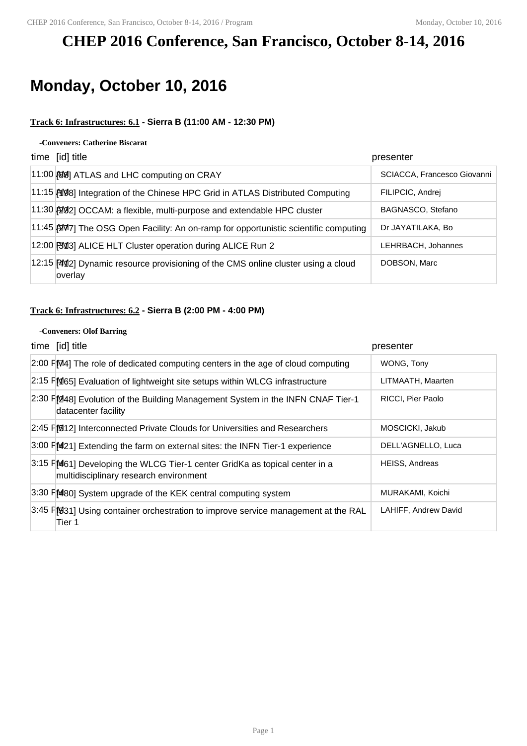# CHEP 2016 Conference, San Francisco, October 8-14, 2016

## Monday, October 10, 2016

### Track 6: Infrastructures: 6.1 - Sierra B (11:00 AM - 12:30 PM)

-Conveners: Catherine Biscarat

| time | [id] title | presenter |
|---|---|---|
| 11:00 AM | [68] ATLAS and LHC computing on CRAY | SCIACCA, Francesco Giovanni |
| 11:15 AM | [108] Integration of the Chinese HPC Grid in ATLAS Distributed Computing | FILIPCIC, Andrej |
| 11:30 AM | [232] OCCAM: a flexible, multi-purpose and extendable HPC cluster | BAGNASCO, Stefano |
| 11:45 AM | [277] The OSG Open Facility: An on-ramp for opportunistic scientific computing | Dr JAYATILAKA, Bo |
| 12:00 PM | [313] ALICE HLT Cluster operation during ALICE Run 2 | LEHRBACH, Johannes |
| 12:15 PM | [412] Dynamic resource provisioning of the CMS online cluster using a cloud overlay | DOBSON, Marc |

### Track 6: Infrastructures: 6.2 - Sierra B (2:00 PM - 4:00 PM)

-Conveners: Olof Barring

| time | [id] title | presenter |
|---|---|---|
| 2:00 PM | [74] The role of dedicated computing centers in the age of cloud computing | WONG, Tony |
| 2:15 PM | [165] Evaluation of lightweight site setups within WLCG infrastructure | LITMAATH, Maarten |
| 2:30 PM | [248] Evolution of the Building Management System in the INFN CNAF Tier-1 datacenter facility | RICCI, Pier Paolo |
| 2:45 PM | [312] Interconnected Private Clouds for Universities and Researchers | MOSCICKI, Jakub |
| 3:00 PM | [421] Extending the farm on external sites: the INFN Tier-1 experience | DELL'AGNELLO, Luca |
| 3:15 PM | [461] Developing the WLCG Tier-1 center GridKa as topical center in a multidisciplinary research environment | HEISS, Andreas |
| 3:30 PM | [480] System upgrade of the KEK central computing system | MURAKAMI, Koichi |
| 3:45 PM | [531] Using container orchestration to improve service management at the RAL Tier 1 | LAHIFF, Andrew David |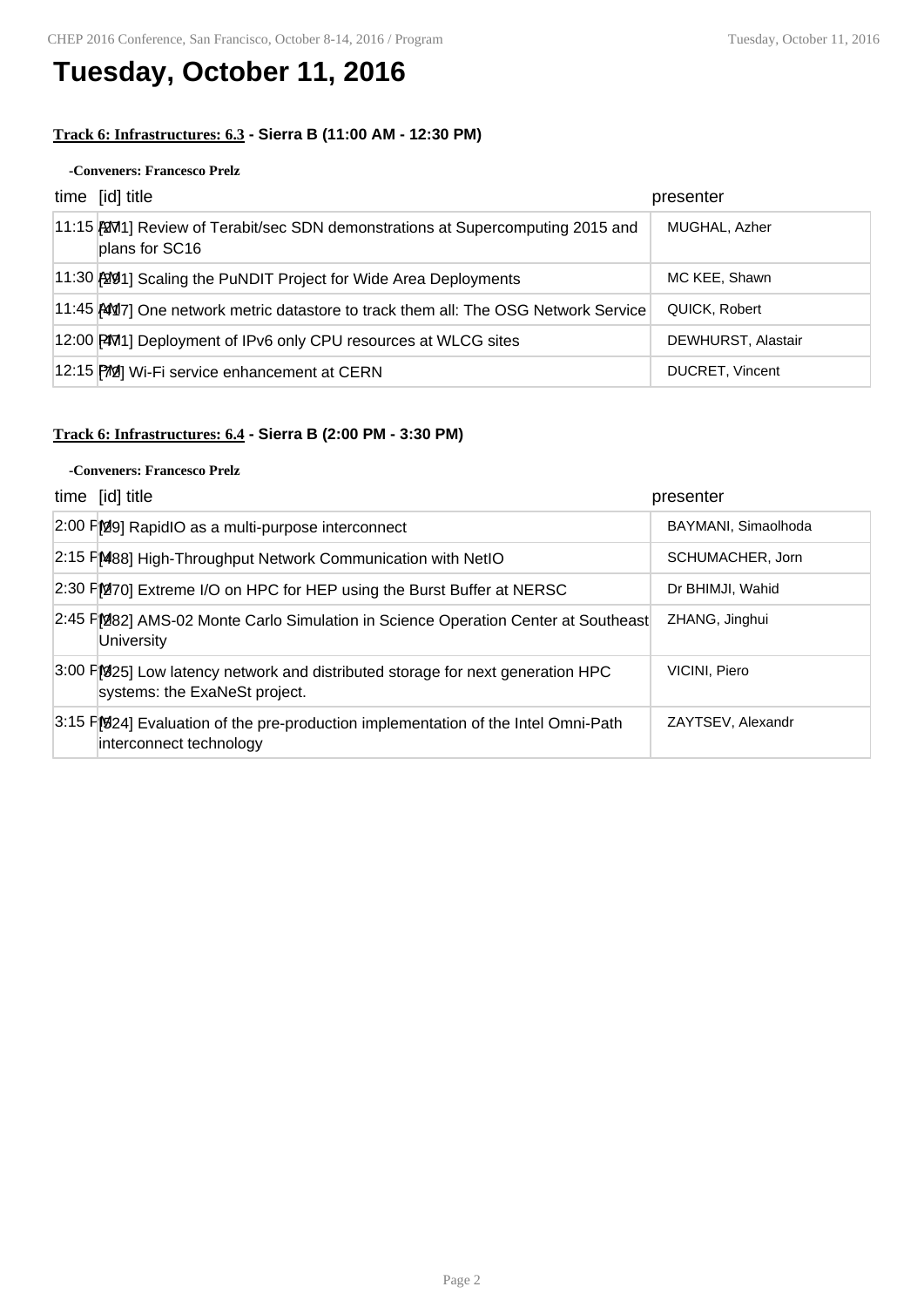# Tuesday, October 11, 2016

**Track 6: Infrastructures: 6.3 - Sierra B (11:00 AM - 12:30 PM)**

**-Conveners: Francesco Prelz**

| time | [id] title | presenter |
| --- | --- | --- |
| 11:15 AM | [271] Review of Terabit/sec SDN demonstrations at Supercomputing 2015 and plans for SC16 | MUGHAL, Azher |
| 11:30 AM | [291] Scaling the PuNDIT Project for Wide Area Deployments | MC KEE, Shawn |
| 11:45 AM | [417] One network metric datastore to track them all: The OSG Network Service | QUICK, Robert |
| 12:00 PM | [471] Deployment of IPv6 only CPU resources at WLCG sites | DEWHURST, Alastair |
| 12:15 PM | [72] Wi-Fi service enhancement at CERN | DUCRET, Vincent |

**Track 6: Infrastructures: 6.4 - Sierra B (2:00 PM - 3:30 PM)**

**-Conveners: Francesco Prelz**

| time | [id] title | presenter |
| --- | --- | --- |
| 2:00 PM | [29] RapidIO as a multi-purpose interconnect | BAYMANI, Simaolhoda |
| 2:15 PM | [488] High-Throughput Network Communication with NetIO | SCHUMACHER, Jorn |
| 2:30 PM | [270] Extreme I/O on HPC for HEP using the Burst Buffer at NERSC | Dr BHIMJI, Wahid |
| 2:45 PM | [282] AMS-02 Monte Carlo Simulation in Science Operation Center at Southeast University | ZHANG, Jinghui |
| 3:00 PM | [325] Low latency network and distributed storage for next generation HPC systems: the ExaNeSt project. | VICINI, Piero |
| 3:15 PM | [524] Evaluation of the pre-production implementation of the Intel Omni-Path interconnect technology | ZAYTSEV, Alexandr |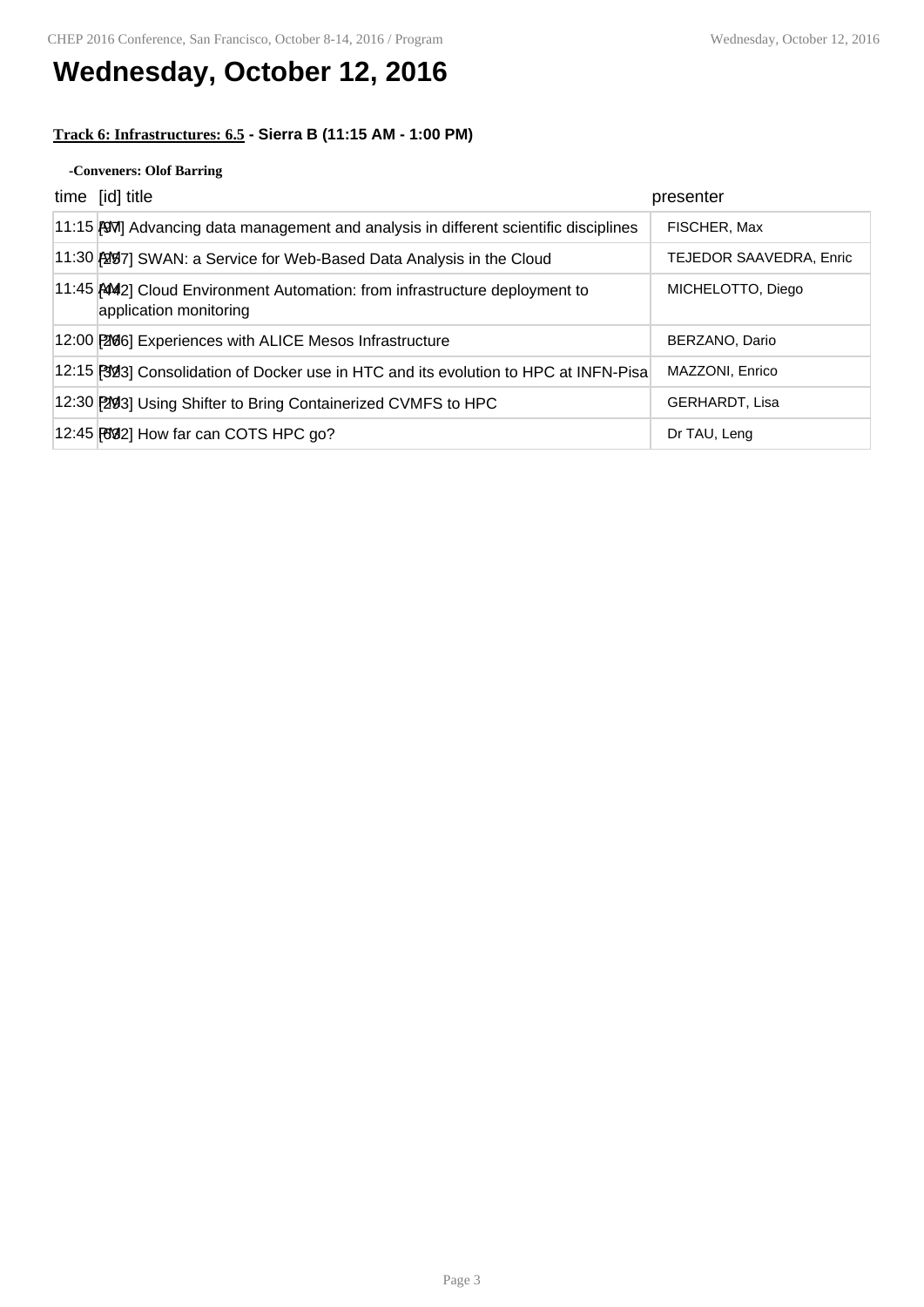# Wednesday, October 12, 2016

**Track 6: Infrastructures: 6.5 - Sierra B (11:15 AM - 1:00 PM)**

**-Conveners: Olof Barring**

| time | [id] title | presenter |
|---|---|---|
| 11:15 AM | [97] Advancing data management and analysis in different scientific disciplines | FISCHER, Max |
| 11:30 AM | [257] SWAN: a Service for Web-Based Data Analysis in the Cloud | TEJEDOR SAAVEDRA, Enric |
| 11:45 AM | [442] Cloud Environment Automation: from infrastructure deployment to application monitoring | MICHELOTTO, Diego |
| 12:00 PM | [266] Experiences with ALICE Mesos Infrastructure | BERZANO, Dario |
| 12:15 PM | [323] Consolidation of Docker use in HTC and its evolution to HPC at INFN-Pisa | MAZZONI, Enrico |
| 12:30 PM | [293] Using Shifter to Bring Containerized CVMFS to HPC | GERHARDT, Lisa |
| 12:45 PM | [632] How far can COTS HPC go? | Dr TAU, Leng |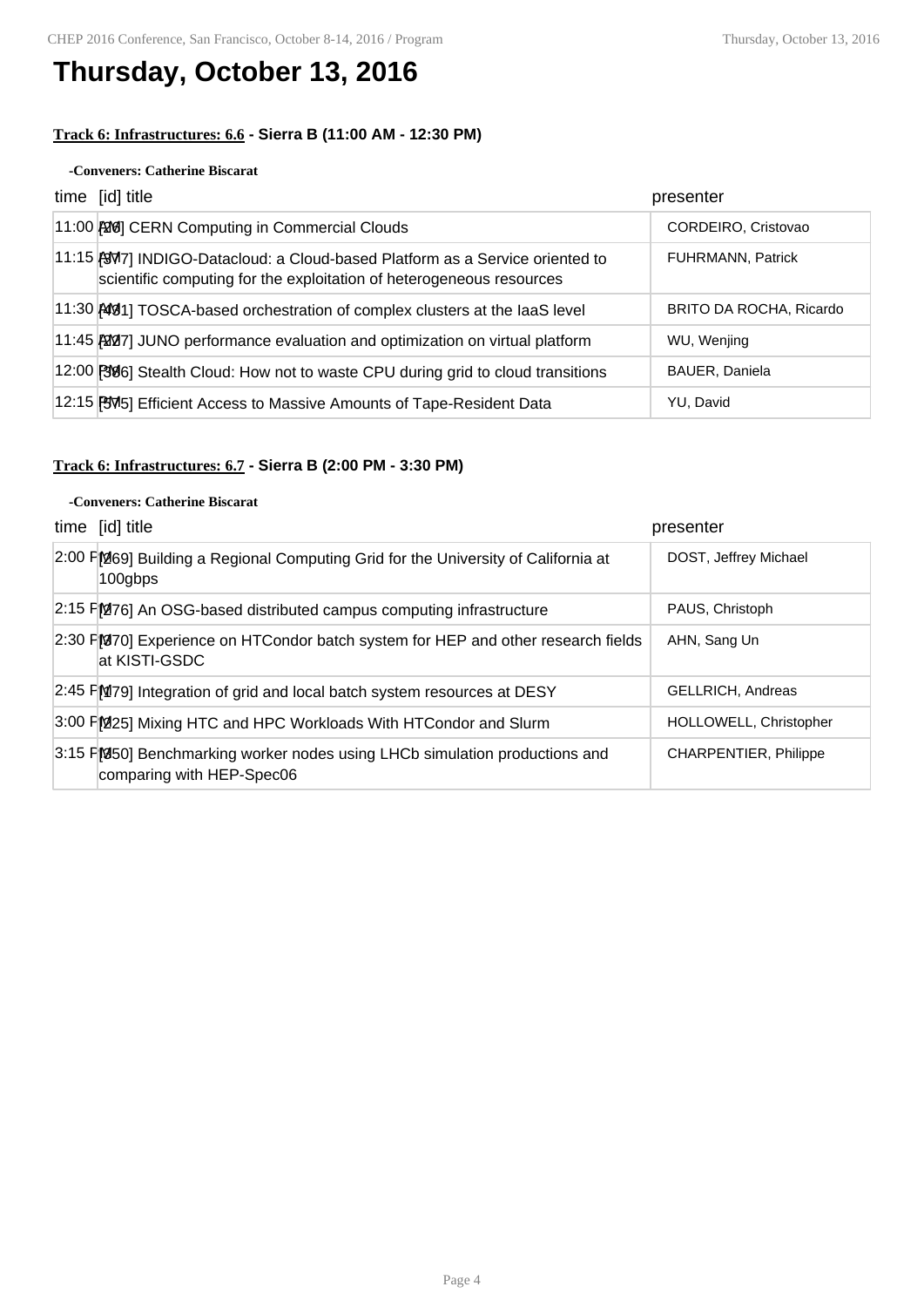# Thursday, October 13, 2016

**Track 6: Infrastructures: 6.6 - Sierra B (11:00 AM - 12:30 PM)**

**-Conveners: Catherine Biscarat**

| time | [id] title | presenter |
|---|---|---|
| 11:00 AM | [26] CERN Computing in Commercial Clouds | CORDEIRO, Cristovao |
| 11:15 AM | [377] INDIGO-Datacloud: a Cloud-based Platform as a Service oriented to scientific computing for the exploitation of heterogeneous resources | FUHRMANN, Patrick |
| 11:30 AM | [481] TOSCA-based orchestration of complex clusters at the IaaS level | BRITO DA ROCHA, Ricardo |
| 11:45 AM | [227] JUNO performance evaluation and optimization on virtual platform | WU, Wenjing |
| 12:00 PM | [396] Stealth Cloud: How not to waste CPU during grid to cloud transitions | BAUER, Daniela |
| 12:15 PM | [575] Efficient Access to Massive Amounts of Tape-Resident Data | YU, David |

**Track 6: Infrastructures: 6.7 - Sierra B (2:00 PM - 3:30 PM)**

**-Conveners: Catherine Biscarat**

| time | [id] title | presenter |
|---|---|---|
| 2:00 PM | [269] Building a Regional Computing Grid for the University of California at 100gbps | DOST, Jeffrey Michael |
| 2:15 PM | [276] An OSG-based distributed campus computing infrastructure | PAUS, Christoph |
| 2:30 PM | [370] Experience on HTCondor batch system for HEP and other research fields at KISTI-GSDC | AHN, Sang Un |
| 2:45 PM | [179] Integration of grid and local batch system resources at DESY | GELLRICH, Andreas |
| 3:00 PM | [225] Mixing HTC and HPC Workloads With HTCondor and Slurm | HOLLOWELL, Christopher |
| 3:15 PM | [350] Benchmarking worker nodes using LHCb simulation productions and comparing with HEP-Spec06 | CHARPENTIER, Philippe |